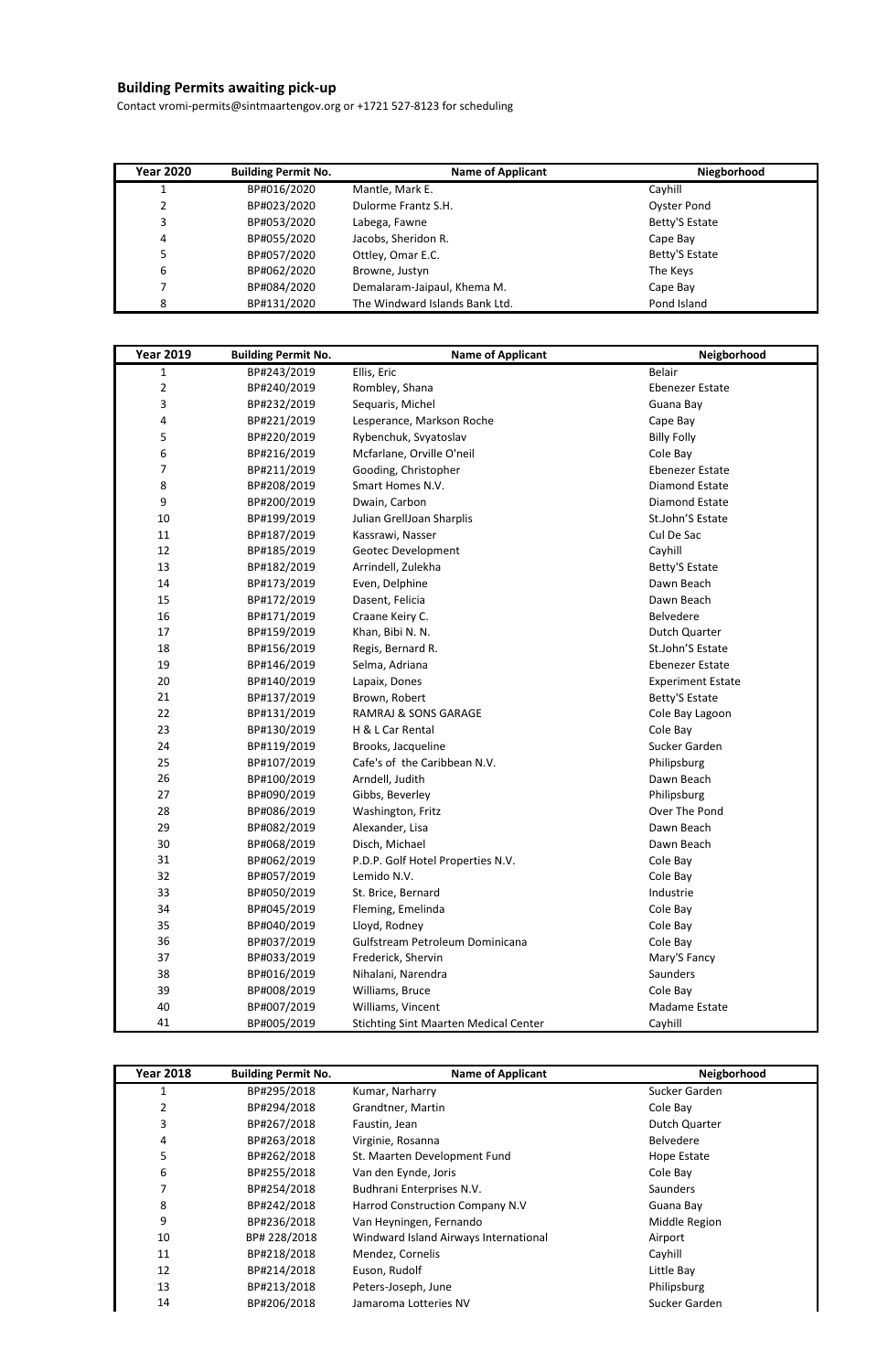**Building Permits awaiting pick-up**

Contact vromi-permits@sintmaartengov.org or +1721 527-8123 for scheduling

| Year 2020 | Building Permit No. | Name of Applicant | Niegborhood |
|---|---|---|---|
| 1 | BP#016/2020 | Mantle, Mark E. | Cayhill |
| 2 | BP#023/2020 | Dulorme Frantz S.H. | Oyster Pond |
| 3 | BP#053/2020 | Labega, Fawne | Betty'S Estate |
| 4 | BP#055/2020 | Jacobs, Sheridon R. | Cape Bay |
| 5 | BP#057/2020 | Ottley, Omar E.C. | Betty'S Estate |
| 6 | BP#062/2020 | Browne, Justyn | The Keys |
| 7 | BP#084/2020 | Demalaram-Jaipaul, Khema M. | Cape Bay |
| 8 | BP#131/2020 | The Windward Islands Bank Ltd. | Pond Island |

| Year 2019 | Building Permit No. | Name of Applicant | Neigborhood |
|---|---|---|---|
| 1 | BP#243/2019 | Ellis, Eric | Belair |
| 2 | BP#240/2019 | Rombley, Shana | Ebenezer Estate |
| 3 | BP#232/2019 | Sequaris, Michel | Guana Bay |
| 4 | BP#221/2019 | Lesperance, Markson Roche | Cape Bay |
| 5 | BP#220/2019 | Rybenchuk, Svyatoslav | Billy Folly |
| 6 | BP#216/2019 | Mcfarlane, Orville O'neil | Cole Bay |
| 7 | BP#211/2019 | Gooding, Christopher | Ebenezer Estate |
| 8 | BP#208/2019 | Smart Homes N.V. | Diamond Estate |
| 9 | BP#200/2019 | Dwain, Carbon | Diamond Estate |
| 10 | BP#199/2019 | Julian GrellJoan Sharplis | St.John'S Estate |
| 11 | BP#187/2019 | Kassrawi, Nasser | Cul De Sac |
| 12 | BP#185/2019 | Geotec Development | Cayhill |
| 13 | BP#182/2019 | Arrindell, Zulekha | Betty'S Estate |
| 14 | BP#173/2019 | Even, Delphine | Dawn Beach |
| 15 | BP#172/2019 | Dasent, Felicia | Dawn Beach |
| 16 | BP#171/2019 | Craane Keiry C. | Belvedere |
| 17 | BP#159/2019 | Khan, Bibi N. N. | Dutch Quarter |
| 18 | BP#156/2019 | Regis, Bernard R. | St.John'S Estate |
| 19 | BP#146/2019 | Selma, Adriana | Ebenezer Estate |
| 20 | BP#140/2019 | Lapaix, Dones | Experiment Estate |
| 21 | BP#137/2019 | Brown, Robert | Betty'S Estate |
| 22 | BP#131/2019 | RAMRAJ & SONS GARAGE | Cole Bay Lagoon |
| 23 | BP#130/2019 | H & L Car Rental | Cole Bay |
| 24 | BP#119/2019 | Brooks, Jacqueline | Sucker Garden |
| 25 | BP#107/2019 | Cafe's of the Caribbean N.V. | Philipsburg |
| 26 | BP#100/2019 | Arndell, Judith | Dawn Beach |
| 27 | BP#090/2019 | Gibbs, Beverley | Philipsburg |
| 28 | BP#086/2019 | Washington, Fritz | Over The Pond |
| 29 | BP#082/2019 | Alexander, Lisa | Dawn Beach |
| 30 | BP#068/2019 | Disch, Michael | Dawn Beach |
| 31 | BP#062/2019 | P.D.P. Golf Hotel Properties N.V. | Cole Bay |
| 32 | BP#057/2019 | Lemido N.V. | Cole Bay |
| 33 | BP#050/2019 | St. Brice, Bernard | Industrie |
| 34 | BP#045/2019 | Fleming, Emelinda | Cole Bay |
| 35 | BP#040/2019 | Lloyd, Rodney | Cole Bay |
| 36 | BP#037/2019 | Gulfstream Petroleum Dominicana | Cole Bay |
| 37 | BP#033/2019 | Frederick, Shervin | Mary'S Fancy |
| 38 | BP#016/2019 | Nihalani, Narendra | Saunders |
| 39 | BP#008/2019 | Williams, Bruce | Cole Bay |
| 40 | BP#007/2019 | Williams, Vincent | Madame Estate |
| 41 | BP#005/2019 | Stichting Sint Maarten Medical Center | Cayhill |

| Year 2018 | Building Permit No. | Name of Applicant | Neigborhood |
|---|---|---|---|
| 1 | BP#295/2018 | Kumar, Narharry | Sucker Garden |
| 2 | BP#294/2018 | Grandtner, Martin | Cole Bay |
| 3 | BP#267/2018 | Faustin, Jean | Dutch Quarter |
| 4 | BP#263/2018 | Virginie, Rosanna | Belvedere |
| 5 | BP#262/2018 | St. Maarten Development Fund | Hope Estate |
| 6 | BP#255/2018 | Van den Eynde, Joris | Cole Bay |
| 7 | BP#254/2018 | Budhrani Enterprises N.V. | Saunders |
| 8 | BP#242/2018 | Harrod Construction Company N.V | Guana Bay |
| 9 | BP#236/2018 | Van Heyningen, Fernando | Middle Region |
| 10 | BP# 228/2018 | Windward Island Airways International | Airport |
| 11 | BP#218/2018 | Mendez, Cornelis | Cayhill |
| 12 | BP#214/2018 | Euson, Rudolf | Little Bay |
| 13 | BP#213/2018 | Peters-Joseph, June | Philipsburg |
| 14 | BP#206/2018 | Jamaroma Lotteries NV | Sucker Garden |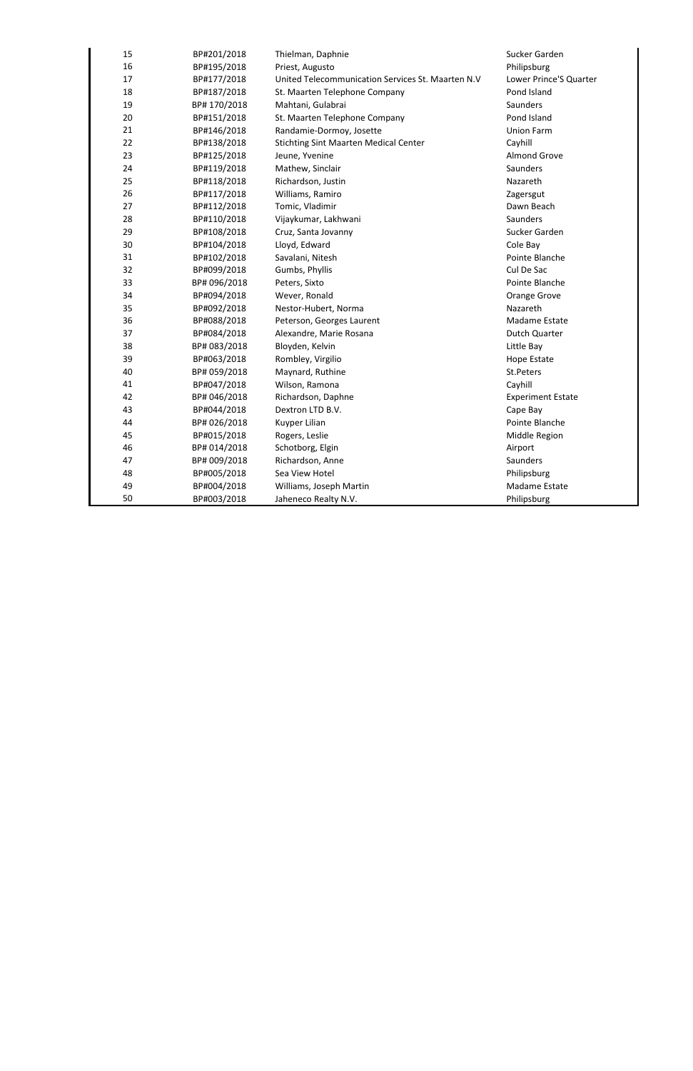| | | | |
|---|---|---|---|
| 15 | BP#201/2018 | Thielman, Daphnie | Sucker Garden |
| 16 | BP#195/2018 | Priest, Augusto | Philipsburg |
| 17 | BP#177/2018 | United Telecommunication Services St. Maarten N.V | Lower Prince'S Quarter |
| 18 | BP#187/2018 | St. Maarten Telephone Company | Pond Island |
| 19 | BP# 170/2018 | Mahtani, Gulabrai | Saunders |
| 20 | BP#151/2018 | St. Maarten Telephone Company | Pond Island |
| 21 | BP#146/2018 | Randamie-Dormoy, Josette | Union Farm |
| 22 | BP#138/2018 | Stichting Sint Maarten Medical Center | Cayhill |
| 23 | BP#125/2018 | Jeune, Yvenine | Almond Grove |
| 24 | BP#119/2018 | Mathew, Sinclair | Saunders |
| 25 | BP#118/2018 | Richardson, Justin | Nazareth |
| 26 | BP#117/2018 | Williams, Ramiro | Zagersgut |
| 27 | BP#112/2018 | Tomic, Vladimir | Dawn Beach |
| 28 | BP#110/2018 | Vijaykumar, Lakhwani | Saunders |
| 29 | BP#108/2018 | Cruz, Santa Jovanny | Sucker Garden |
| 30 | BP#104/2018 | Lloyd, Edward | Cole Bay |
| 31 | BP#102/2018 | Savalani, Nitesh | Pointe Blanche |
| 32 | BP#099/2018 | Gumbs, Phyllis | Cul De Sac |
| 33 | BP# 096/2018 | Peters, Sixto | Pointe Blanche |
| 34 | BP#094/2018 | Wever, Ronald | Orange Grove |
| 35 | BP#092/2018 | Nestor-Hubert, Norma | Nazareth |
| 36 | BP#088/2018 | Peterson, Georges Laurent | Madame Estate |
| 37 | BP#084/2018 | Alexandre, Marie Rosana | Dutch Quarter |
| 38 | BP# 083/2018 | Bloyden, Kelvin | Little Bay |
| 39 | BP#063/2018 | Rombley, Virgilio | Hope Estate |
| 40 | BP# 059/2018 | Maynard, Ruthine | St.Peters |
| 41 | BP#047/2018 | Wilson, Ramona | Cayhill |
| 42 | BP# 046/2018 | Richardson, Daphne | Experiment Estate |
| 43 | BP#044/2018 | Dextron LTD B.V. | Cape Bay |
| 44 | BP# 026/2018 | Kuyper Lilian | Pointe Blanche |
| 45 | BP#015/2018 | Rogers, Leslie | Middle Region |
| 46 | BP# 014/2018 | Schotborg, Elgin | Airport |
| 47 | BP# 009/2018 | Richardson, Anne | Saunders |
| 48 | BP#005/2018 | Sea View Hotel | Philipsburg |
| 49 | BP#004/2018 | Williams, Joseph Martin | Madame Estate |
| 50 | BP#003/2018 | Jaheneco Realty N.V. | Philipsburg |